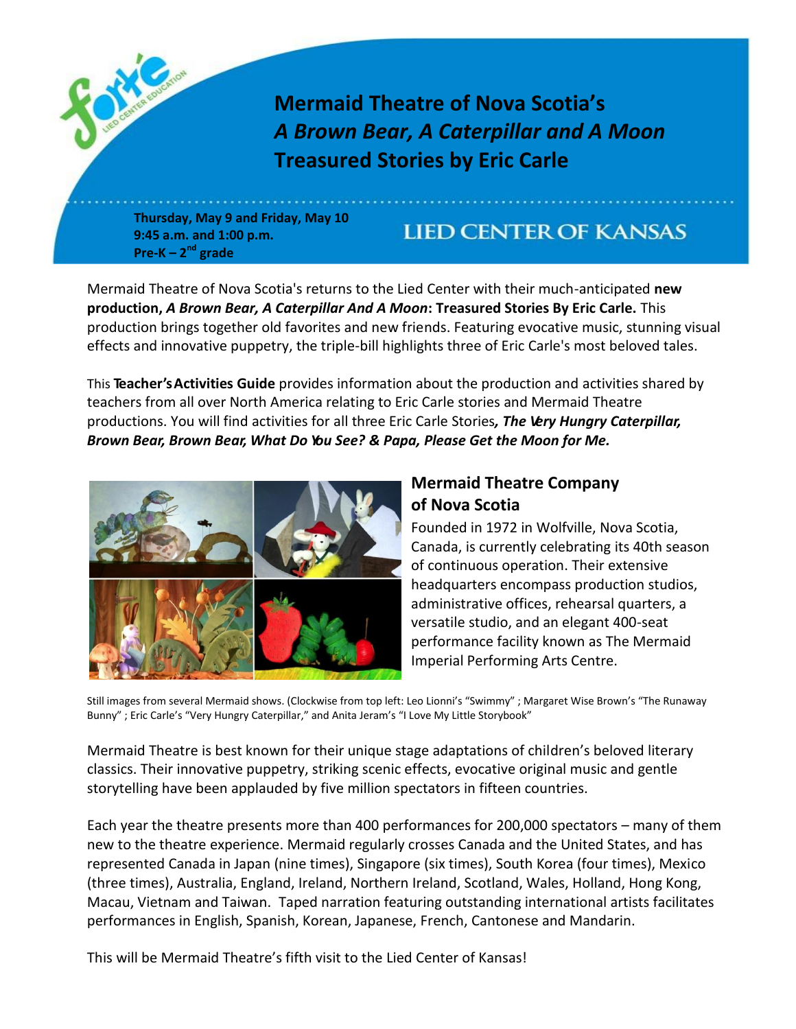# Mermaid Theatre of Nova Scotia's *A Brown Bear, A Caterpillar and A Moon* Treasured Stories by Eric Carle

**Thursday, May 9 and Friday, May 10**
**9:45 a.m. and 1:00 p.m.**
**Pre-K – 2nd grade**

LIED CENTER OF KANSAS

Mermaid Theatre of Nova Scotia's returns to the Lied Center with their much-anticipated **new production, *A Brown Bear, A Caterpillar And A Moon*: Treasured Stories By Eric Carle.** This production brings together old favorites and new friends. Featuring evocative music, stunning visual effects and innovative puppetry, the triple-bill highlights three of Eric Carle's most beloved tales.

This **Teacher's Activities Guide** provides information about the production and activities shared by teachers from all over North America relating to Eric Carle stories and Mermaid Theatre productions. You will find activities for all three Eric Carle Stories***, The Very Hungry Caterpillar, Brown Bear, Brown Bear, What Do You See? & Papa, Please Get the Moon for Me.***

## Mermaid Theatre Company of Nova Scotia

Founded in 1972 in Wolfville, Nova Scotia, Canada, is currently celebrating its 40th season of continuous operation. Their extensive headquarters encompass production studios, administrative offices, rehearsal quarters, a versatile studio, and an elegant 400-seat performance facility known as The Mermaid Imperial Performing Arts Centre.

Still images from several Mermaid shows. (Clockwise from top left: Leo Lionni's "Swimmy" ; Margaret Wise Brown's "The Runaway Bunny" ; Eric Carle's "Very Hungry Caterpillar," and Anita Jeram's "I Love My Little Storybook"

Mermaid Theatre is best known for their unique stage adaptations of children's beloved literary classics. Their innovative puppetry, striking scenic effects, evocative original music and gentle storytelling have been applauded by five million spectators in fifteen countries.

Each year the theatre presents more than 400 performances for 200,000 spectators – many of them new to the theatre experience. Mermaid regularly crosses Canada and the United States, and has represented Canada in Japan (nine times), Singapore (six times), South Korea (four times), Mexico (three times), Australia, England, Ireland, Northern Ireland, Scotland, Wales, Holland, Hong Kong, Macau, Vietnam and Taiwan. Taped narration featuring outstanding international artists facilitates performances in English, Spanish, Korean, Japanese, French, Cantonese and Mandarin.

This will be Mermaid Theatre's fifth visit to the Lied Center of Kansas!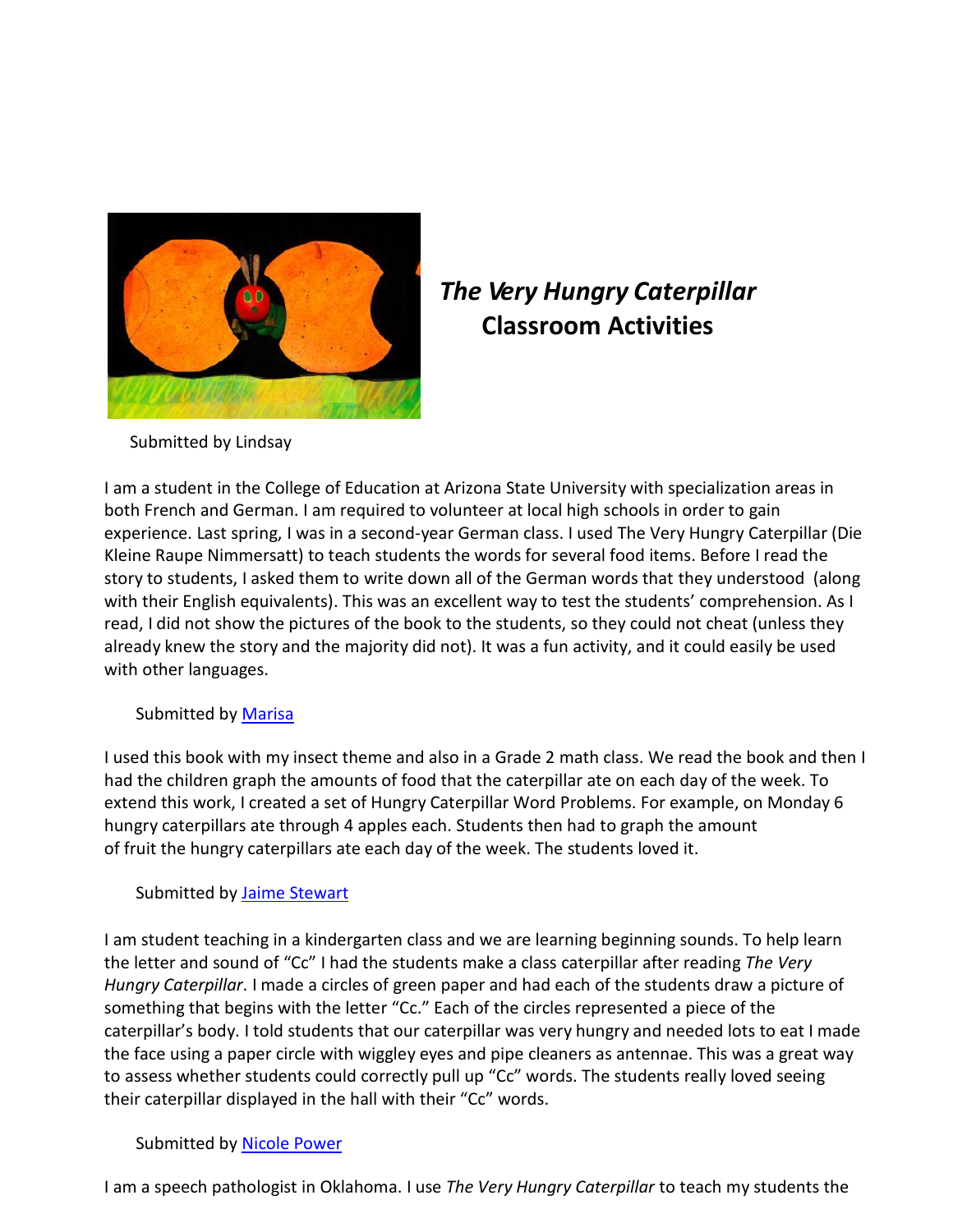# *The Very Hungry Caterpillar* Classroom Activities

Submitted by Lindsay

I am a student in the College of Education at Arizona State University with specialization areas in both French and German. I am required to volunteer at local high schools in order to gain experience. Last spring, I was in a second-year German class. I used The Very Hungry Caterpillar (Die Kleine Raupe Nimmersatt) to teach students the words for several food items. Before I read the story to students, I asked them to write down all of the German words that they understood (along with their English equivalents). This was an excellent way to test the students' comprehension. As I read, I did not show the pictures of the book to the students, so they could not cheat (unless they already knew the story and the majority did not). It was a fun activity, and it could easily be used with other languages.

Submitted by [Marisa]

I used this book with my insect theme and also in a Grade 2 math class. We read the book and then I had the children graph the amounts of food that the caterpillar ate on each day of the week. To extend this work, I created a set of Hungry Caterpillar Word Problems. For example, on Monday 6 hungry caterpillars ate through 4 apples each. Students then had to graph the amount of fruit the hungry caterpillars ate each day of the week. The students loved it.

Submitted by [Jaime Stewart]

I am student teaching in a kindergarten class and we are learning beginning sounds. To help learn the letter and sound of "Cc" I had the students make a class caterpillar after reading *The Very Hungry Caterpillar*. I made a circles of green paper and had each of the students draw a picture of something that begins with the letter "Cc." Each of the circles represented a piece of the caterpillar's body. I told students that our caterpillar was very hungry and needed lots to eat I made the face using a paper circle with wiggley eyes and pipe cleaners as antennae. This was a great way to assess whether students could correctly pull up "Cc" words. The students really loved seeing their caterpillar displayed in the hall with their "Cc" words.

Submitted by [Nicole Power]

I am a speech pathologist in Oklahoma. I use *The Very Hungry Caterpillar* to teach my students the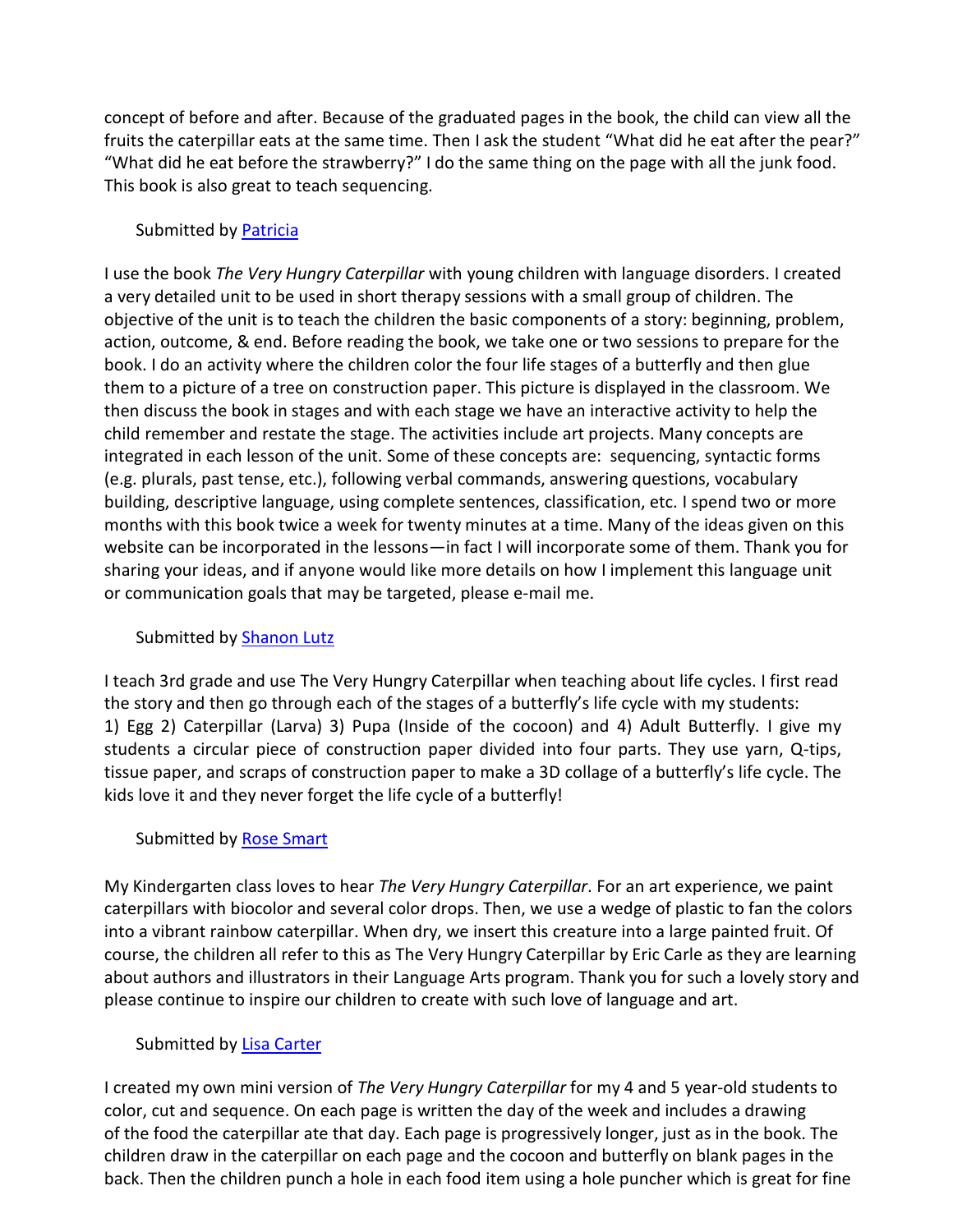concept of before and after. Because of the graduated pages in the book, the child can view all the fruits the caterpillar eats at the same time. Then I ask the student "What did he eat after the pear?" "What did he eat before the strawberry?" I do the same thing on the page with all the junk food. This book is also great to teach sequencing.

Submitted by [Patricia]

I use the book *The Very Hungry Caterpillar* with young children with language disorders. I created a very detailed unit to be used in short therapy sessions with a small group of children. The objective of the unit is to teach the children the basic components of a story: beginning, problem, action, outcome, & end. Before reading the book, we take one or two sessions to prepare for the book. I do an activity where the children color the four life stages of a butterfly and then glue them to a picture of a tree on construction paper. This picture is displayed in the classroom. We then discuss the book in stages and with each stage we have an interactive activity to help the child remember and restate the stage. The activities include art projects. Many concepts are integrated in each lesson of the unit. Some of these concepts are: sequencing, syntactic forms (e.g. plurals, past tense, etc.), following verbal commands, answering questions, vocabulary building, descriptive language, using complete sentences, classification, etc. I spend two or more months with this book twice a week for twenty minutes at a time. Many of the ideas given on this website can be incorporated in the lessons—in fact I will incorporate some of them. Thank you for sharing your ideas, and if anyone would like more details on how I implement this language unit or communication goals that may be targeted, please e-mail me.

Submitted by [Shanon Lutz]

I teach 3rd grade and use The Very Hungry Caterpillar when teaching about life cycles. I first read the story and then go through each of the stages of a butterfly's life cycle with my students: 1) Egg 2) Caterpillar (Larva) 3) Pupa (Inside of the cocoon) and 4) Adult Butterfly. I give my students a circular piece of construction paper divided into four parts. They use yarn, Q-tips, tissue paper, and scraps of construction paper to make a 3D collage of a butterfly's life cycle. The kids love it and they never forget the life cycle of a butterfly!

Submitted by [Rose Smart]

My Kindergarten class loves to hear *The Very Hungry Caterpillar*. For an art experience, we paint caterpillars with biocolor and several color drops. Then, we use a wedge of plastic to fan the colors into a vibrant rainbow caterpillar. When dry, we insert this creature into a large painted fruit. Of course, the children all refer to this as The Very Hungry Caterpillar by Eric Carle as they are learning about authors and illustrators in their Language Arts program. Thank you for such a lovely story and please continue to inspire our children to create with such love of language and art.

Submitted by [Lisa Carter]

I created my own mini version of *The Very Hungry Caterpillar* for my 4 and 5 year-old students to color, cut and sequence. On each page is written the day of the week and includes a drawing of the food the caterpillar ate that day. Each page is progressively longer, just as in the book. The children draw in the caterpillar on each page and the cocoon and butterfly on blank pages in the back. Then the children punch a hole in each food item using a hole puncher which is great for fine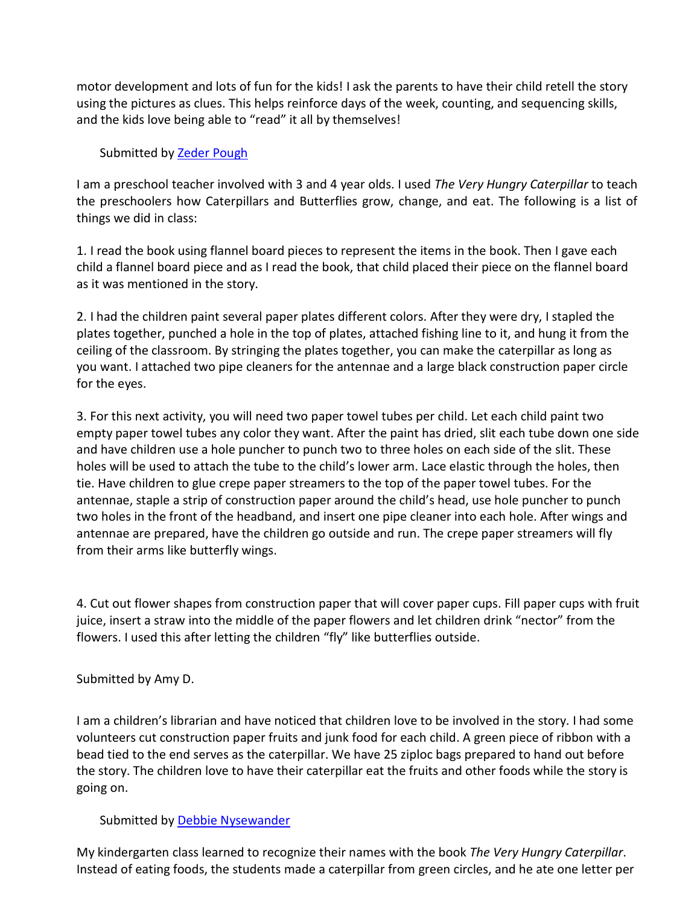motor development and lots of fun for the kids! I ask the parents to have their child retell the story using the pictures as clues. This helps reinforce days of the week, counting, and sequencing skills, and the kids love being able to "read" it all by themselves!

Submitted by [Zeder Pough]

I am a preschool teacher involved with 3 and 4 year olds. I used *The Very Hungry Caterpillar* to teach the preschoolers how Caterpillars and Butterflies grow, change, and eat. The following is a list of things we did in class:

1. I read the book using flannel board pieces to represent the items in the book. Then I gave each child a flannel board piece and as I read the book, that child placed their piece on the flannel board as it was mentioned in the story.

2. I had the children paint several paper plates different colors. After they were dry, I stapled the plates together, punched a hole in the top of plates, attached fishing line to it, and hung it from the ceiling of the classroom. By stringing the plates together, you can make the caterpillar as long as you want. I attached two pipe cleaners for the antennae and a large black construction paper circle for the eyes.

3. For this next activity, you will need two paper towel tubes per child. Let each child paint two empty paper towel tubes any color they want. After the paint has dried, slit each tube down one side and have children use a hole puncher to punch two to three holes on each side of the slit. These holes will be used to attach the tube to the child's lower arm. Lace elastic through the holes, then tie. Have children to glue crepe paper streamers to the top of the paper towel tubes. For the antennae, staple a strip of construction paper around the child's head, use hole puncher to punch two holes in the front of the headband, and insert one pipe cleaner into each hole. After wings and antennae are prepared, have the children go outside and run. The crepe paper streamers will fly from their arms like butterfly wings.

4. Cut out flower shapes from construction paper that will cover paper cups. Fill paper cups with fruit juice, insert a straw into the middle of the paper flowers and let children drink "nector" from the flowers. I used this after letting the children "fly" like butterflies outside.

Submitted by Amy D.

I am a children's librarian and have noticed that children love to be involved in the story. I had some volunteers cut construction paper fruits and junk food for each child. A green piece of ribbon with a bead tied to the end serves as the caterpillar. We have 25 ziploc bags prepared to hand out before the story. The children love to have their caterpillar eat the fruits and other foods while the story is going on.

Submitted by [Debbie Nysewander]

My kindergarten class learned to recognize their names with the book *The Very Hungry Caterpillar*. Instead of eating foods, the students made a caterpillar from green circles, and he ate one letter per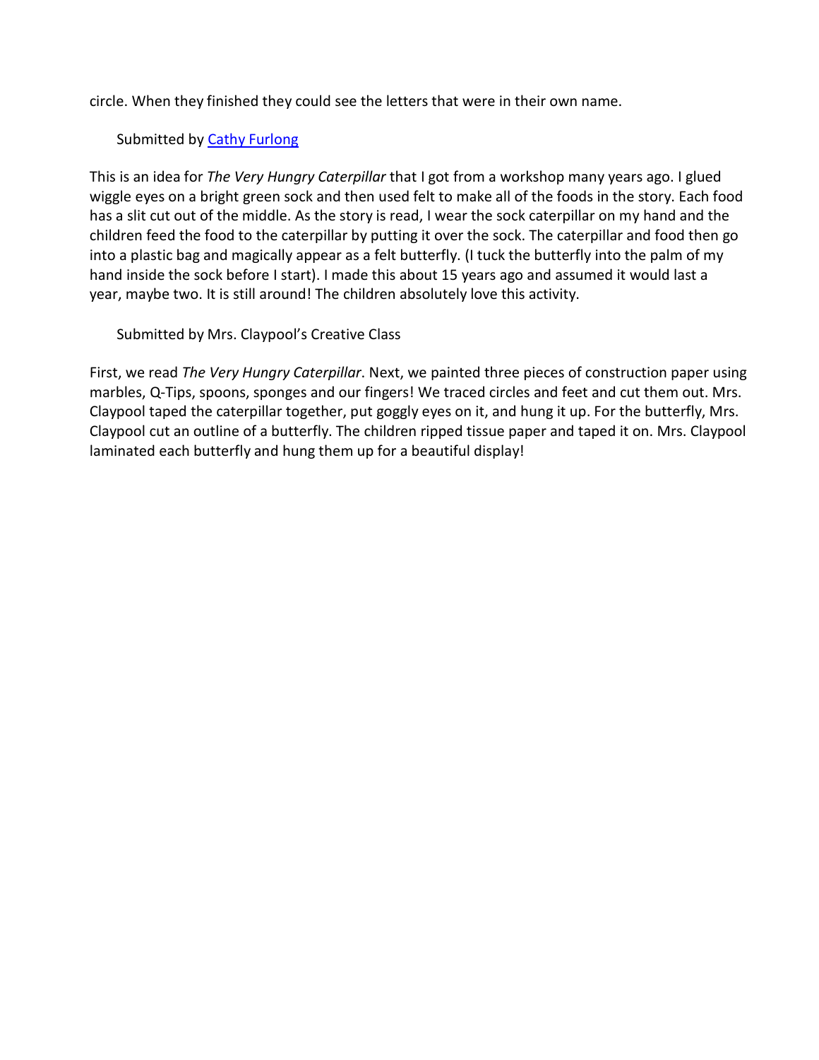circle. When they finished they could see the letters that were in their own name.

Submitted by [Cathy Furlong]

This is an idea for *The Very Hungry Caterpillar* that I got from a workshop many years ago. I glued wiggle eyes on a bright green sock and then used felt to make all of the foods in the story. Each food has a slit cut out of the middle. As the story is read, I wear the sock caterpillar on my hand and the children feed the food to the caterpillar by putting it over the sock. The caterpillar and food then go into a plastic bag and magically appear as a felt butterfly. (I tuck the butterfly into the palm of my hand inside the sock before I start). I made this about 15 years ago and assumed it would last a year, maybe two. It is still around! The children absolutely love this activity.

Submitted by Mrs. Claypool's Creative Class

First, we read *The Very Hungry Caterpillar*. Next, we painted three pieces of construction paper using marbles, Q-Tips, spoons, sponges and our fingers! We traced circles and feet and cut them out. Mrs. Claypool taped the caterpillar together, put goggly eyes on it, and hung it up. For the butterfly, Mrs. Claypool cut an outline of a butterfly. The children ripped tissue paper and taped it on. Mrs. Claypool laminated each butterfly and hung them up for a beautiful display!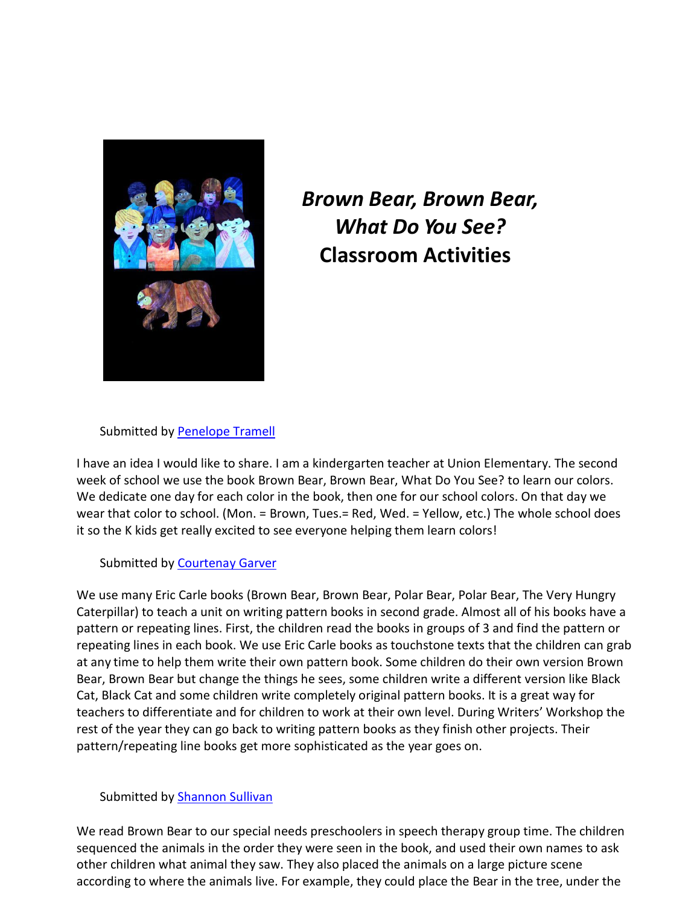# *Brown Bear, Brown Bear, What Do You See?*
# Classroom Activities

Submitted by [Penelope Tramell]

I have an idea I would like to share. I am a kindergarten teacher at Union Elementary. The second week of school we use the book Brown Bear, Brown Bear, What Do You See? to learn our colors. We dedicate one day for each color in the book, then one for our school colors. On that day we wear that color to school. (Mon. = Brown, Tues.= Red, Wed. = Yellow, etc.) The whole school does it so the K kids get really excited to see everyone helping them learn colors!

Submitted by [Courtenay Garver]

We use many Eric Carle books (Brown Bear, Brown Bear, Polar Bear, Polar Bear, The Very Hungry Caterpillar) to teach a unit on writing pattern books in second grade. Almost all of his books have a pattern or repeating lines. First, the children read the books in groups of 3 and find the pattern or repeating lines in each book. We use Eric Carle books as touchstone texts that the children can grab at any time to help them write their own pattern book. Some children do their own version Brown Bear, Brown Bear but change the things he sees, some children write a different version like Black Cat, Black Cat and some children write completely original pattern books. It is a great way for teachers to differentiate and for children to work at their own level. During Writers' Workshop the rest of the year they can go back to writing pattern books as they finish other projects. Their pattern/repeating line books get more sophisticated as the year goes on.

Submitted by [Shannon Sullivan]

We read Brown Bear to our special needs preschoolers in speech therapy group time. The children sequenced the animals in the order they were seen in the book, and used their own names to ask other children what animal they saw. They also placed the animals on a large picture scene according to where the animals live. For example, they could place the Bear in the tree, under the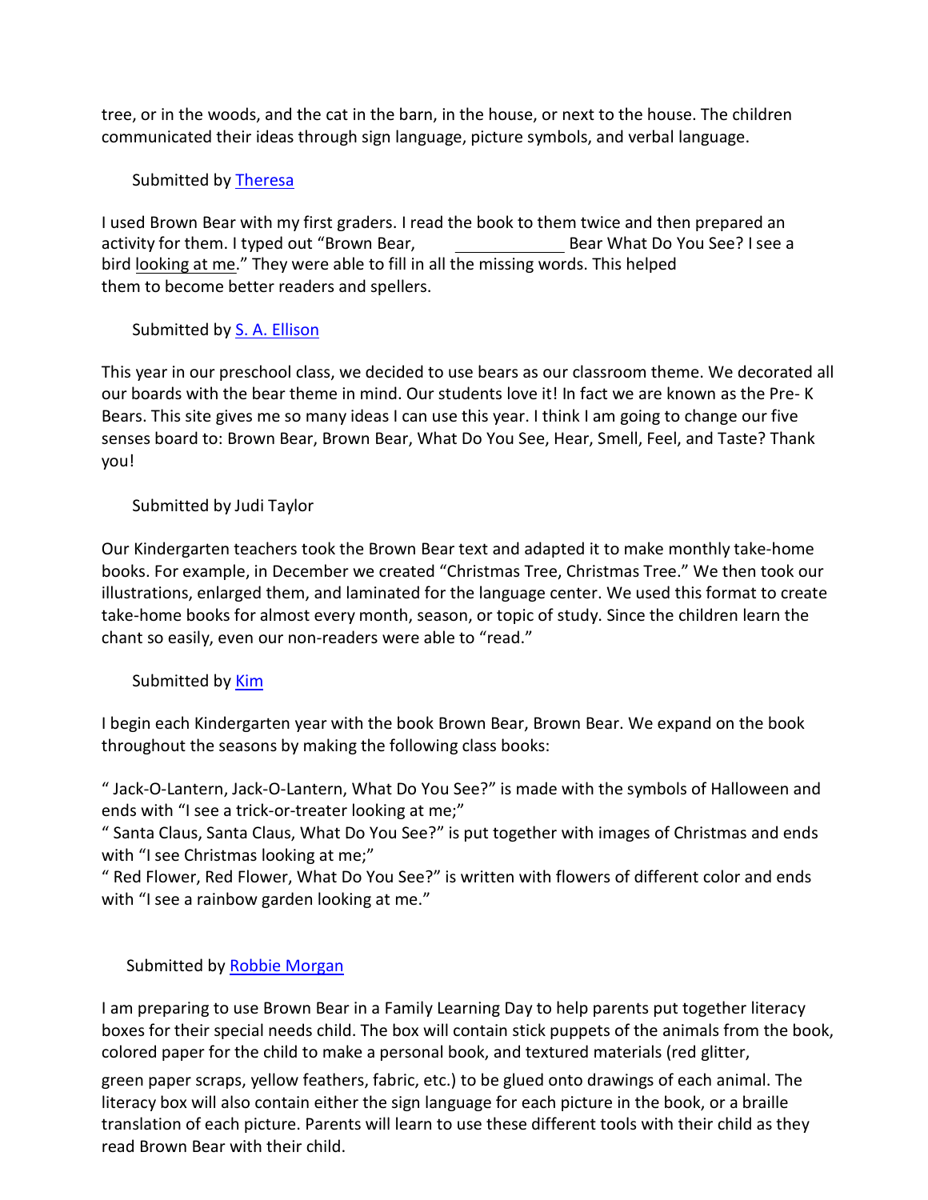tree, or in the woods, and the cat in the barn, in the house, or next to the house. The children communicated their ideas through sign language, picture symbols, and verbal language.

Submitted by Theresa

I used Brown Bear with my first graders. I read the book to them twice and then prepared an activity for them. I typed out "Brown Bear, ____________ Bear What Do You See? I see a bird looking at me." They were able to fill in all the missing words. This helped them to become better readers and spellers.

Submitted by S. A. Ellison

This year in our preschool class, we decided to use bears as our classroom theme. We decorated all our boards with the bear theme in mind. Our students love it! In fact we are known as the Pre- K Bears. This site gives me so many ideas I can use this year. I think I am going to change our five senses board to: Brown Bear, Brown Bear, What Do You See, Hear, Smell, Feel, and Taste? Thank you!

Submitted by Judi Taylor

Our Kindergarten teachers took the Brown Bear text and adapted it to make monthly take-home books. For example, in December we created "Christmas Tree, Christmas Tree." We then took our illustrations, enlarged them, and laminated for the language center. We used this format to create take-home books for almost every month, season, or topic of study. Since the children learn the chant so easily, even our non-readers were able to "read."

Submitted by Kim

I begin each Kindergarten year with the book Brown Bear, Brown Bear. We expand on the book throughout the seasons by making the following class books:

" Jack-O-Lantern, Jack-O-Lantern, What Do You See?" is made with the symbols of Halloween and ends with "I see a trick-or-treater looking at me;"
" Santa Claus, Santa Claus, What Do You See?" is put together with images of Christmas and ends with "I see Christmas looking at me;"
" Red Flower, Red Flower, What Do You See?" is written with flowers of different color and ends with "I see a rainbow garden looking at me."

Submitted by Robbie Morgan

I am preparing to use Brown Bear in a Family Learning Day to help parents put together literacy boxes for their special needs child. The box will contain stick puppets of the animals from the book, colored paper for the child to make a personal book, and textured materials (red glitter, green paper scraps, yellow feathers, fabric, etc.) to be glued onto drawings of each animal. The literacy box will also contain either the sign language for each picture in the book, or a braille translation of each picture. Parents will learn to use these different tools with their child as they read Brown Bear with their child.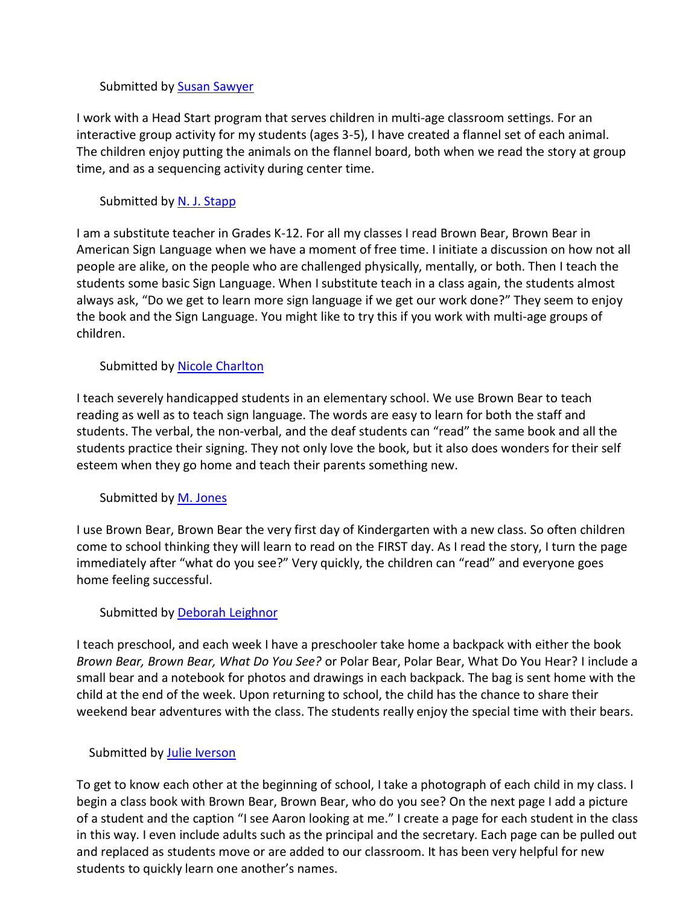Submitted by [Susan Sawyer]

I work with a Head Start program that serves children in multi-age classroom settings. For an interactive group activity for my students (ages 3-5), I have created a flannel set of each animal. The children enjoy putting the animals on the flannel board, both when we read the story at group time, and as a sequencing activity during center time.

Submitted by [N. J. Stapp]

I am a substitute teacher in Grades K-12. For all my classes I read Brown Bear, Brown Bear in American Sign Language when we have a moment of free time. I initiate a discussion on how not all people are alike, on the people who are challenged physically, mentally, or both. Then I teach the students some basic Sign Language. When I substitute teach in a class again, the students almost always ask, "Do we get to learn more sign language if we get our work done?" They seem to enjoy the book and the Sign Language. You might like to try this if you work with multi-age groups of children.

Submitted by [Nicole Charlton]

I teach severely handicapped students in an elementary school. We use Brown Bear to teach reading as well as to teach sign language. The words are easy to learn for both the staff and students. The verbal, the non-verbal, and the deaf students can "read" the same book and all the students practice their signing. They not only love the book, but it also does wonders for their self esteem when they go home and teach their parents something new.

Submitted by [M. Jones]

I use Brown Bear, Brown Bear the very first day of Kindergarten with a new class. So often children come to school thinking they will learn to read on the FIRST day. As I read the story, I turn the page immediately after "what do you see?" Very quickly, the children can "read" and everyone goes home feeling successful.

Submitted by [Deborah Leighnor]

I teach preschool, and each week I have a preschooler take home a backpack with either the book *Brown Bear, Brown Bear, What Do You See?* or Polar Bear, Polar Bear, What Do You Hear? I include a small bear and a notebook for photos and drawings in each backpack. The bag is sent home with the child at the end of the week. Upon returning to school, the child has the chance to share their weekend bear adventures with the class. The students really enjoy the special time with their bears.

Submitted by [Julie Iverson]

To get to know each other at the beginning of school, I take a photograph of each child in my class. I begin a class book with Brown Bear, Brown Bear, who do you see? On the next page I add a picture of a student and the caption "I see Aaron looking at me." I create a page for each student in the class in this way. I even include adults such as the principal and the secretary. Each page can be pulled out and replaced as students move or are added to our classroom. It has been very helpful for new students to quickly learn one another's names.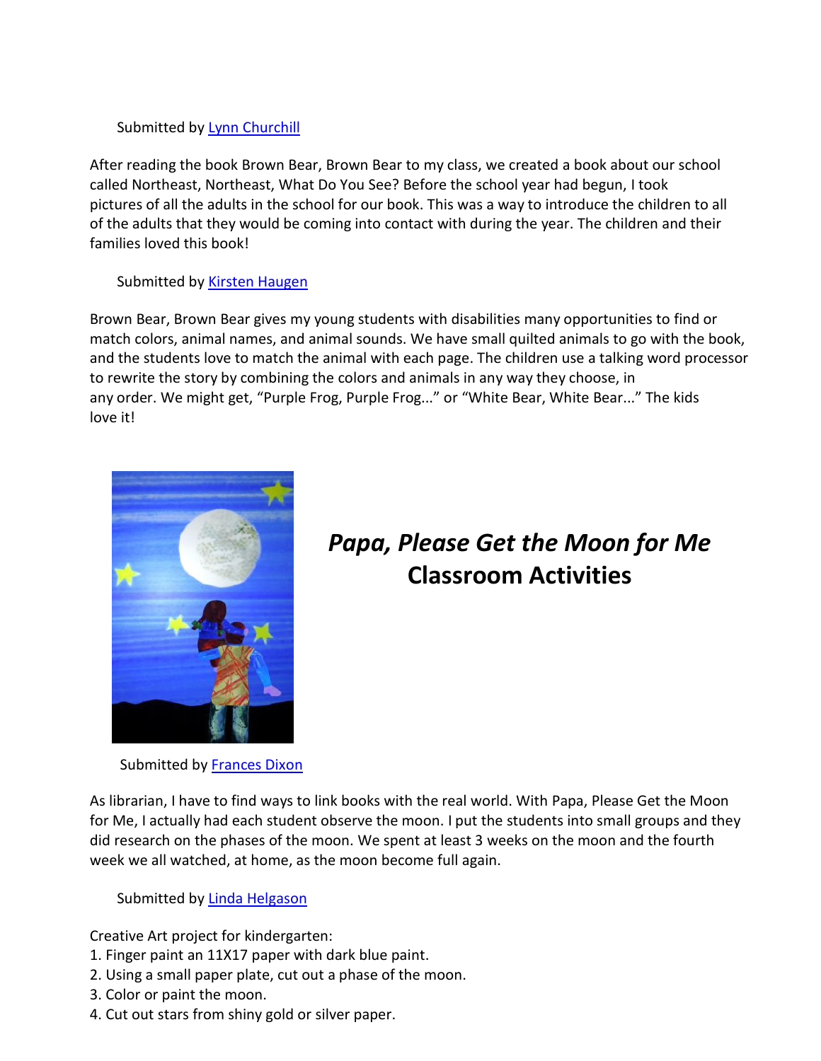Submitted by [Lynn Churchill]

After reading the book Brown Bear, Brown Bear to my class, we created a book about our school called Northeast, Northeast, What Do You See? Before the school year had begun, I took pictures of all the adults in the school for our book. This was a way to introduce the children to all of the adults that they would be coming into contact with during the year. The children and their families loved this book!

Submitted by [Kirsten Haugen]

Brown Bear, Brown Bear gives my young students with disabilities many opportunities to find or match colors, animal names, and animal sounds. We have small quilted animals to go with the book, and the students love to match the animal with each page. The children use a talking word processor to rewrite the story by combining the colors and animals in any way they choose, in any order. We might get, "Purple Frog, Purple Frog..." or "White Bear, White Bear..." The kids love it!

## *Papa, Please Get the Moon for Me* Classroom Activities

Submitted by [Frances Dixon]

As librarian, I have to find ways to link books with the real world. With Papa, Please Get the Moon for Me, I actually had each student observe the moon. I put the students into small groups and they did research on the phases of the moon. We spent at least 3 weeks on the moon and the fourth week we all watched, at home, as the moon become full again.

Submitted by [Linda Helgason]

Creative Art project for kindergarten:

1. Finger paint an 11X17 paper with dark blue paint.
2. Using a small paper plate, cut out a phase of the moon.
3. Color or paint the moon.
4. Cut out stars from shiny gold or silver paper.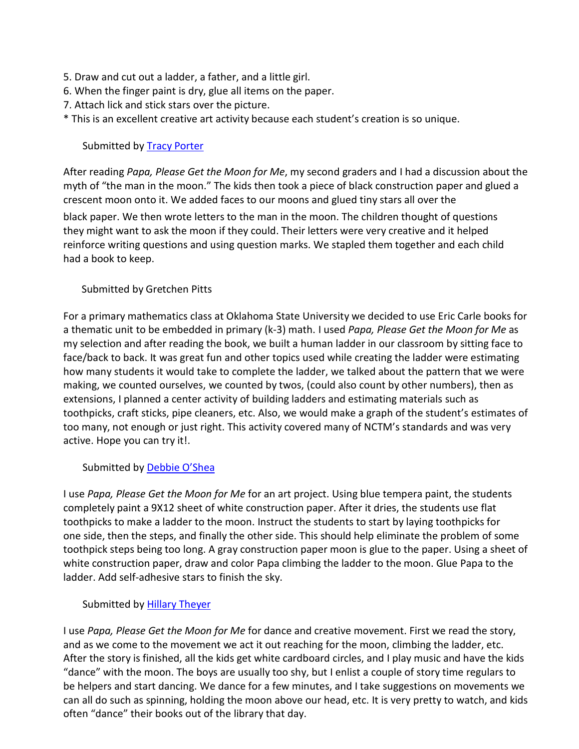5. Draw and cut out a ladder, a father, and a little girl.
6. When the finger paint is dry, glue all items on the paper.
7. Attach lick and stick stars over the picture.

* This is an excellent creative art activity because each student's creation is so unique.

Submitted by Tracy Porter

After reading *Papa, Please Get the Moon for Me*, my second graders and I had a discussion about the myth of "the man in the moon." The kids then took a piece of black construction paper and glued a crescent moon onto it. We added faces to our moons and glued tiny stars all over the black paper. We then wrote letters to the man in the moon. The children thought of questions they might want to ask the moon if they could. Their letters were very creative and it helped reinforce writing questions and using question marks. We stapled them together and each child had a book to keep.

Submitted by Gretchen Pitts

For a primary mathematics class at Oklahoma State University we decided to use Eric Carle books for a thematic unit to be embedded in primary (k-3) math. I used *Papa, Please Get the Moon for Me* as my selection and after reading the book, we built a human ladder in our classroom by sitting face to face/back to back. It was great fun and other topics used while creating the ladder were estimating how many students it would take to complete the ladder, we talked about the pattern that we were making, we counted ourselves, we counted by twos, (could also count by other numbers), then as extensions, I planned a center activity of building ladders and estimating materials such as toothpicks, craft sticks, pipe cleaners, etc. Also, we would make a graph of the student's estimates of too many, not enough or just right. This activity covered many of NCTM's standards and was very active. Hope you can try it!.

Submitted by Debbie O'Shea

I use *Papa, Please Get the Moon for Me* for an art project. Using blue tempera paint, the students completely paint a 9X12 sheet of white construction paper. After it dries, the students use flat toothpicks to make a ladder to the moon. Instruct the students to start by laying toothpicks for one side, then the steps, and finally the other side. This should help eliminate the problem of some toothpick steps being too long. A gray construction paper moon is glue to the paper. Using a sheet of white construction paper, draw and color Papa climbing the ladder to the moon. Glue Papa to the ladder. Add self-adhesive stars to finish the sky.

Submitted by Hillary Theyer

I use *Papa, Please Get the Moon for Me* for dance and creative movement. First we read the story, and as we come to the movement we act it out reaching for the moon, climbing the ladder, etc. After the story is finished, all the kids get white cardboard circles, and I play music and have the kids "dance" with the moon. The boys are usually too shy, but I enlist a couple of story time regulars to be helpers and start dancing. We dance for a few minutes, and I take suggestions on movements we can all do such as spinning, holding the moon above our head, etc. It is very pretty to watch, and kids often "dance" their books out of the library that day.